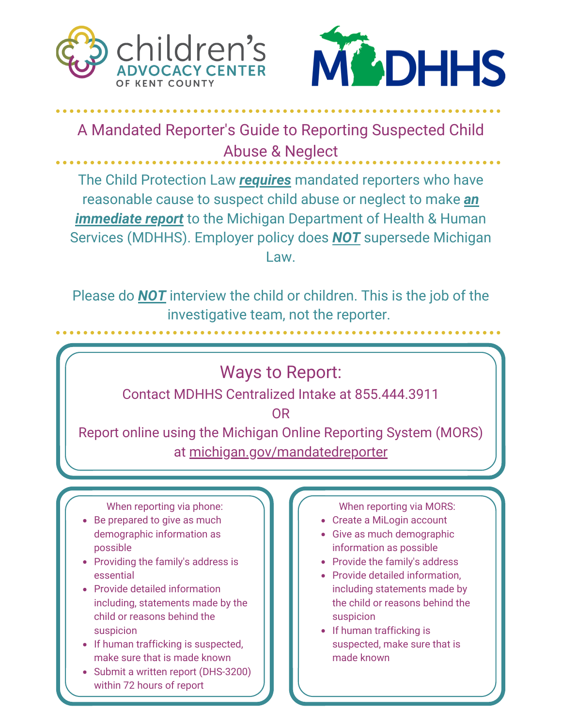Children's Advocacy Center of Kent County

MDHHS

# A Mandated Reporter's Guide to Reporting Suspected Child Abuse & Neglect

The Child Protection Law ***requires*** mandated reporters who have reasonable cause to suspect child abuse or neglect to make ***an immediate report*** to the Michigan Department of Health & Human Services (MDHHS). Employer policy does ***NOT*** supersede Michigan Law.

Please do ***NOT*** interview the child or children. This is the job of the investigative team, not the reporter.

## Ways to Report:

Contact MDHHS Centralized Intake at 855.444.3911

OR

Report online using the Michigan Online Reporting System (MORS) at michigan.gov/mandatedreporter

When reporting via phone:

- Be prepared to give as much demographic information as possible
- Providing the family's address is essential
- Provide detailed information including, statements made by the child or reasons behind the suspicion
- If human trafficking is suspected, make sure that is made known
- Submit a written report (DHS-3200) within 72 hours of report

When reporting via MORS:

- Create a MiLogin account
- Give as much demographic information as possible
- Provide the family's address
- Provide detailed information, including statements made by the child or reasons behind the suspicion
- If human trafficking is suspected, make sure that is made known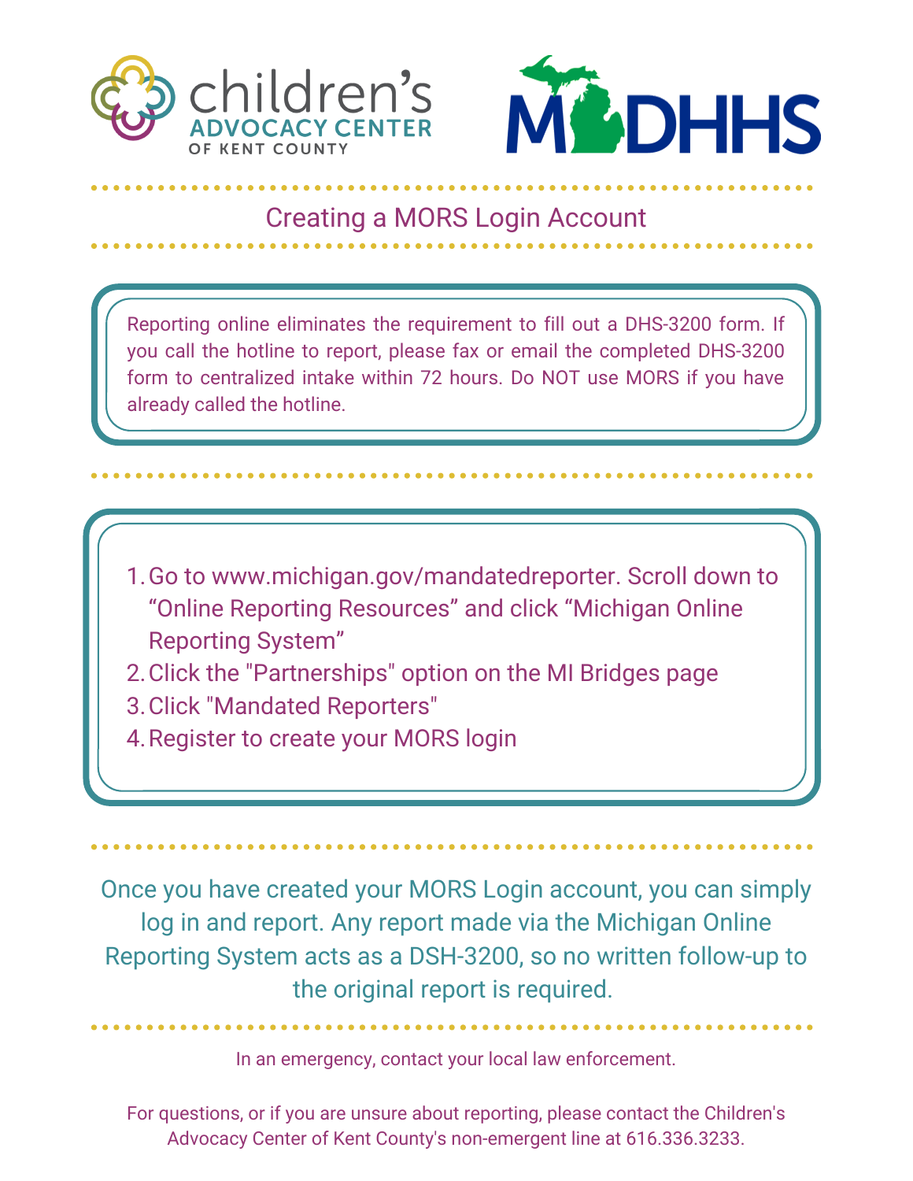children's ADVOCACY CENTER OF KENT COUNTY

MDHHS

## Creating a MORS Login Account

Reporting online eliminates the requirement to fill out a DHS-3200 form. If you call the hotline to report, please fax or email the completed DHS-3200 form to centralized intake within 72 hours. Do NOT use MORS if you have already called the hotline.

1. Go to www.michigan.gov/mandatedreporter. Scroll down to "Online Reporting Resources" and click "Michigan Online Reporting System"
2. Click the "Partnerships" option on the MI Bridges page
3. Click "Mandated Reporters"
4. Register to create your MORS login

Once you have created your MORS Login account, you can simply log in and report. Any report made via the Michigan Online Reporting System acts as a DSH-3200, so no written follow-up to the original report is required.

In an emergency, contact your local law enforcement.

For questions, or if you are unsure about reporting, please contact the Children's Advocacy Center of Kent County's non-emergent line at 616.336.3233.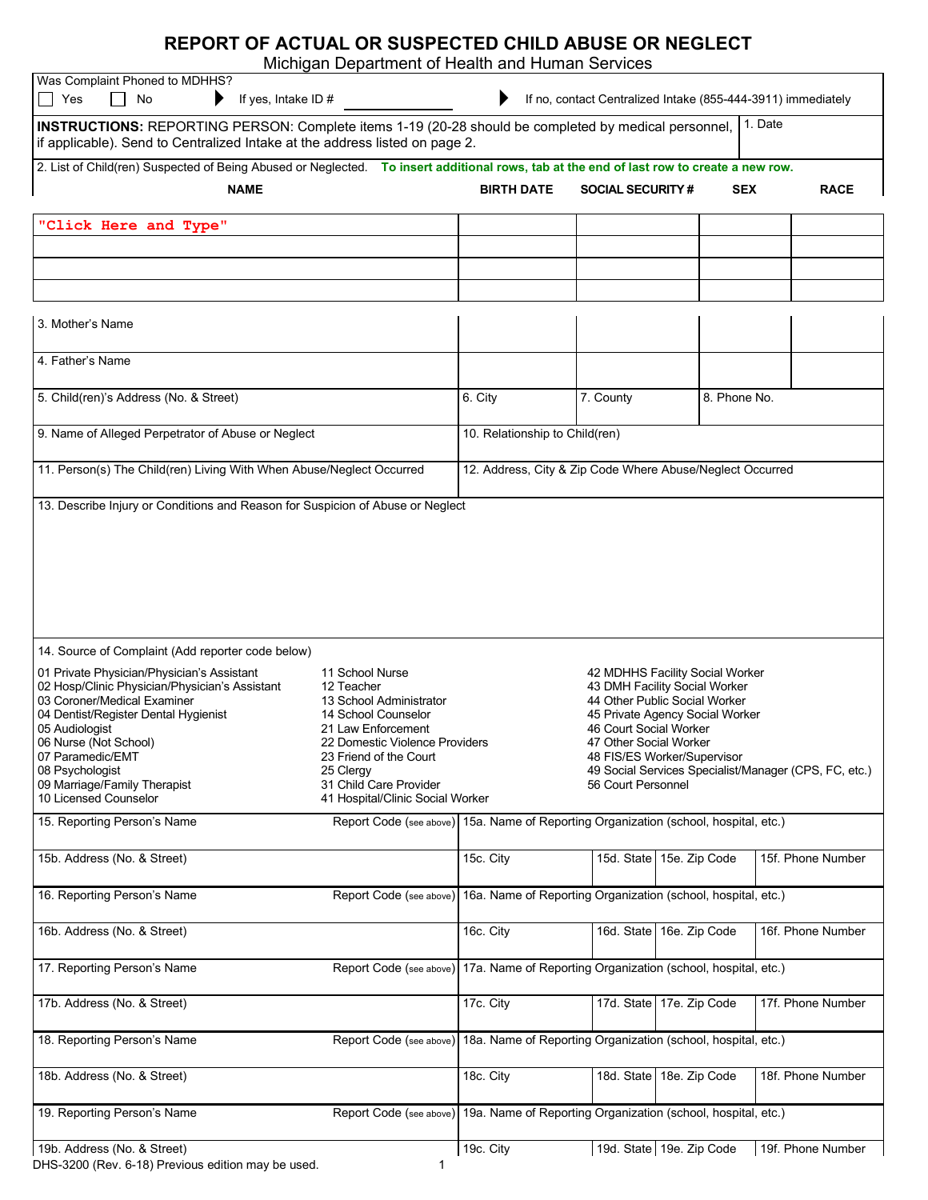# REPORT OF ACTUAL OR SUSPECTED CHILD ABUSE OR NEGLECT

Michigan Department of Health and Human Services

Was Complaint Phoned to MDHHS?

☐ Yes ☐ No ▶ If yes, Intake ID # ________ ▶ If no, contact Centralized Intake (855-444-3911) immediately

**INSTRUCTIONS:** REPORTING PERSON: Complete items 1-19 (20-28 should be completed by medical personnel, if applicable). Send to Centralized Intake at the address listed on page 2.

1. Date

2. List of Child(ren) Suspected of Being Abused or Neglected. **To insert additional rows, tab at the end of last row to create a new row.**

| NAME | BIRTH DATE | SOCIAL SECURITY # | SEX | RACE |
|---|---|---|---|---|
| "Click Here and Type" | | | | |
| | | | | |
| | | | | |
| | | | | |
| 3. Mother's Name | | | | |
| 4. Father's Name | | | | |

| 5. Child(ren)'s Address (No. & Street) | 6. City | 7. County | 8. Phone No. |
|---|---|---|---|

| 9. Name of Alleged Perpetrator of Abuse or Neglect | 10. Relationship to Child(ren) |
|---|---|
| 11. Person(s) The Child(ren) Living With When Abuse/Neglect Occurred | 12. Address, City & Zip Code Where Abuse/Neglect Occurred |

13. Describe Injury or Conditions and Reason for Suspicion of Abuse or Neglect

14. Source of Complaint (Add reporter code below)

01 Private Physician/Physician's Assistant
02 Hosp/Clinic Physician/Physician's Assistant
03 Coroner/Medical Examiner
04 Dentist/Register Dental Hygienist
05 Audiologist
06 Nurse (Not School)
07 Paramedic/EMT
08 Psychologist
09 Marriage/Family Therapist
10 Licensed Counselor
11 School Nurse
12 Teacher
13 School Administrator
14 School Counselor
21 Law Enforcement
22 Domestic Violence Providers
23 Friend of the Court
25 Clergy
31 Child Care Provider
41 Hospital/Clinic Social Worker
42 MDHHS Facility Social Worker
43 DMH Facility Social Worker
44 Other Public Social Worker
45 Private Agency Social Worker
46 Court Social Worker
47 Other Social Worker
48 FIS/ES Worker/Supervisor
49 Social Services Specialist/Manager (CPS, FC, etc.)
56 Court Personnel

| 15. Reporting Person's Name | Report Code (see above) | 15a. Name of Reporting Organization (school, hospital, etc.) | | | |
|---|---|---|---|---|---|
| 15b. Address (No. & Street) | | 15c. City | 15d. State | 15e. Zip Code | 15f. Phone Number |
| 16. Reporting Person's Name | Report Code (see above) | 16a. Name of Reporting Organization (school, hospital, etc.) | | | |
| 16b. Address (No. & Street) | | 16c. City | 16d. State | 16e. Zip Code | 16f. Phone Number |
| 17. Reporting Person's Name | Report Code (see above) | 17a. Name of Reporting Organization (school, hospital, etc.) | | | |
| 17b. Address (No. & Street) | | 17c. City | 17d. State | 17e. Zip Code | 17f. Phone Number |
| 18. Reporting Person's Name | Report Code (see above) | 18a. Name of Reporting Organization (school, hospital, etc.) | | | |
| 18b. Address (No. & Street) | | 18c. City | 18d. State | 18e. Zip Code | 18f. Phone Number |
| 19. Reporting Person's Name | Report Code (see above) | 19a. Name of Reporting Organization (school, hospital, etc.) | | | |
| 19b. Address (No. & Street) | | 19c. City | 19d. State | 19e. Zip Code | 19f. Phone Number |

DHS-3200 (Rev. 6-18) Previous edition may be used.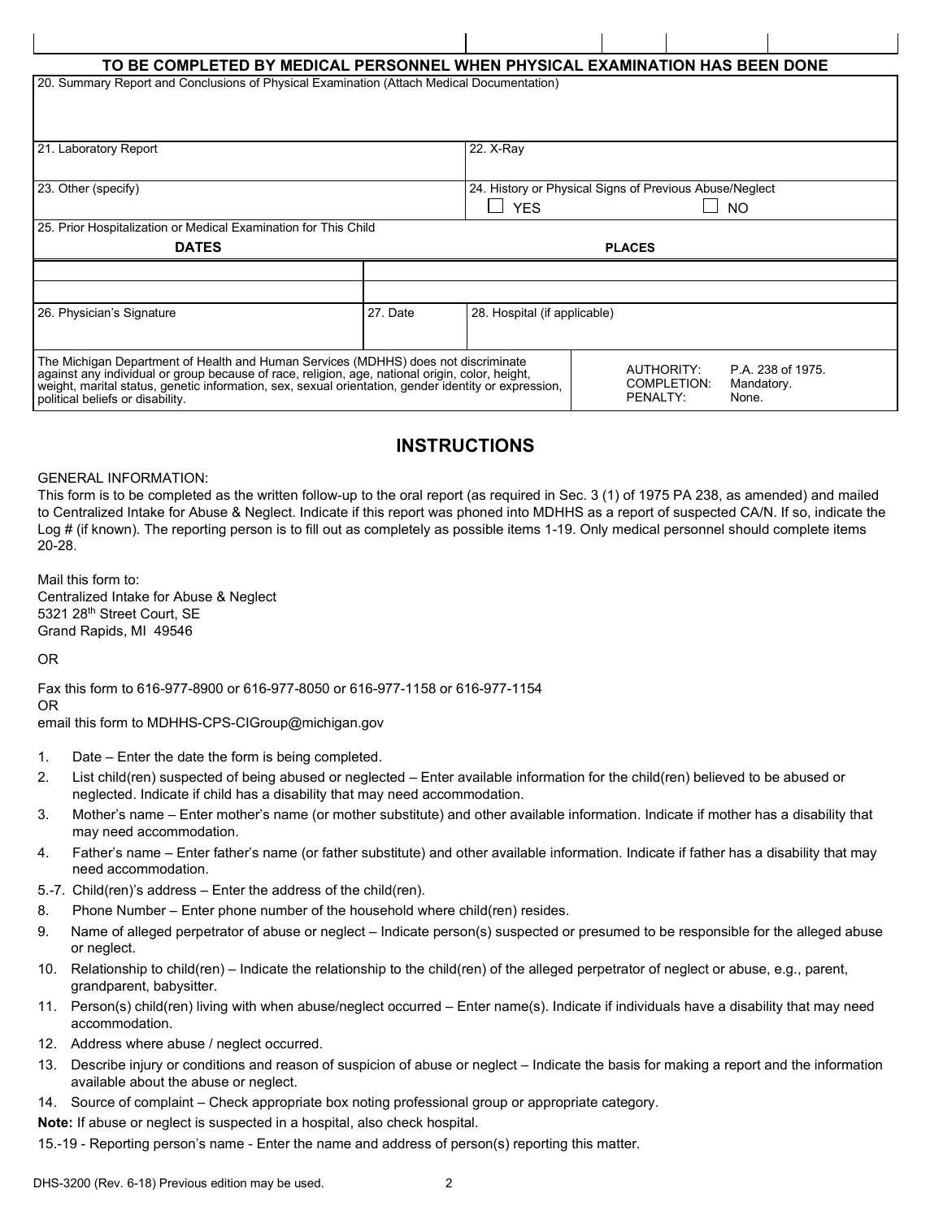**TO BE COMPLETED BY MEDICAL PERSONNEL WHEN PHYSICAL EXAMINATION HAS BEEN DONE**

| | | |
|---|---|---|
| 20. Summary Report and Conclusions of Physical Examination (Attach Medical Documentation) | | |
| 21. Laboratory Report | | 22. X-Ray |
| 23. Other (specify) | | 24. History or Physical Signs of Previous Abuse/Neglect ☐ YES ☐ NO |
| 25. Prior Hospitalization or Medical Examination for This Child | | |
| **DATES** | **PLACES** | |
| | | |
| | | |
| 26. Physician's Signature | 27. Date | 28. Hospital (if applicable) |

The Michigan Department of Health and Human Services (MDHHS) does not discriminate against any individual or group because of race, religion, age, national origin, color, height, weight, marital status, genetic information, sex, sexual orientation, gender identity or expression, political beliefs or disability.

AUTHORITY: P.A. 238 of 1975.
COMPLETION: Mandatory.
PENALTY: None.

## INSTRUCTIONS

GENERAL INFORMATION:
This form is to be completed as the written follow-up to the oral report (as required in Sec. 3 (1) of 1975 PA 238, as amended) and mailed to Centralized Intake for Abuse & Neglect. Indicate if this report was phoned into MDHHS as a report of suspected CA/N. If so, indicate the Log # (if known). The reporting person is to fill out as completely as possible items 1-19. Only medical personnel should complete items 20-28.

Mail this form to:
Centralized Intake for Abuse & Neglect
5321 28th Street Court, SE
Grand Rapids, MI 49546

OR

Fax this form to 616-977-8900 or 616-977-8050 or 616-977-1158 or 616-977-1154
OR
email this form to MDHHS-CPS-CIGroup@michigan.gov

1. Date – Enter the date the form is being completed.
2. List child(ren) suspected of being abused or neglected – Enter available information for the child(ren) believed to be abused or neglected. Indicate if child has a disability that may need accommodation.
3. Mother's name – Enter mother's name (or mother substitute) and other available information. Indicate if mother has a disability that may need accommodation.
4. Father's name – Enter father's name (or father substitute) and other available information. Indicate if father has a disability that may need accommodation.

5.-7. Child(ren)'s address – Enter the address of the child(ren).

8. Phone Number – Enter phone number of the household where child(ren) resides.
9. Name of alleged perpetrator of abuse or neglect – Indicate person(s) suspected or presumed to be responsible for the alleged abuse or neglect.
10. Relationship to child(ren) – Indicate the relationship to the child(ren) of the alleged perpetrator of neglect or abuse, e.g., parent, grandparent, babysitter.
11. Person(s) child(ren) living with when abuse/neglect occurred – Enter name(s). Indicate if individuals have a disability that may need accommodation.
12. Address where abuse / neglect occurred.
13. Describe injury or conditions and reason of suspicion of abuse or neglect – Indicate the basis for making a report and the information available about the abuse or neglect.
14. Source of complaint – Check appropriate box noting professional group or appropriate category.

**Note:** If abuse or neglect is suspected in a hospital, also check hospital.

15.-19 - Reporting person's name - Enter the name and address of person(s) reporting this matter.

DHS-3200 (Rev. 6-18) Previous edition may be used.